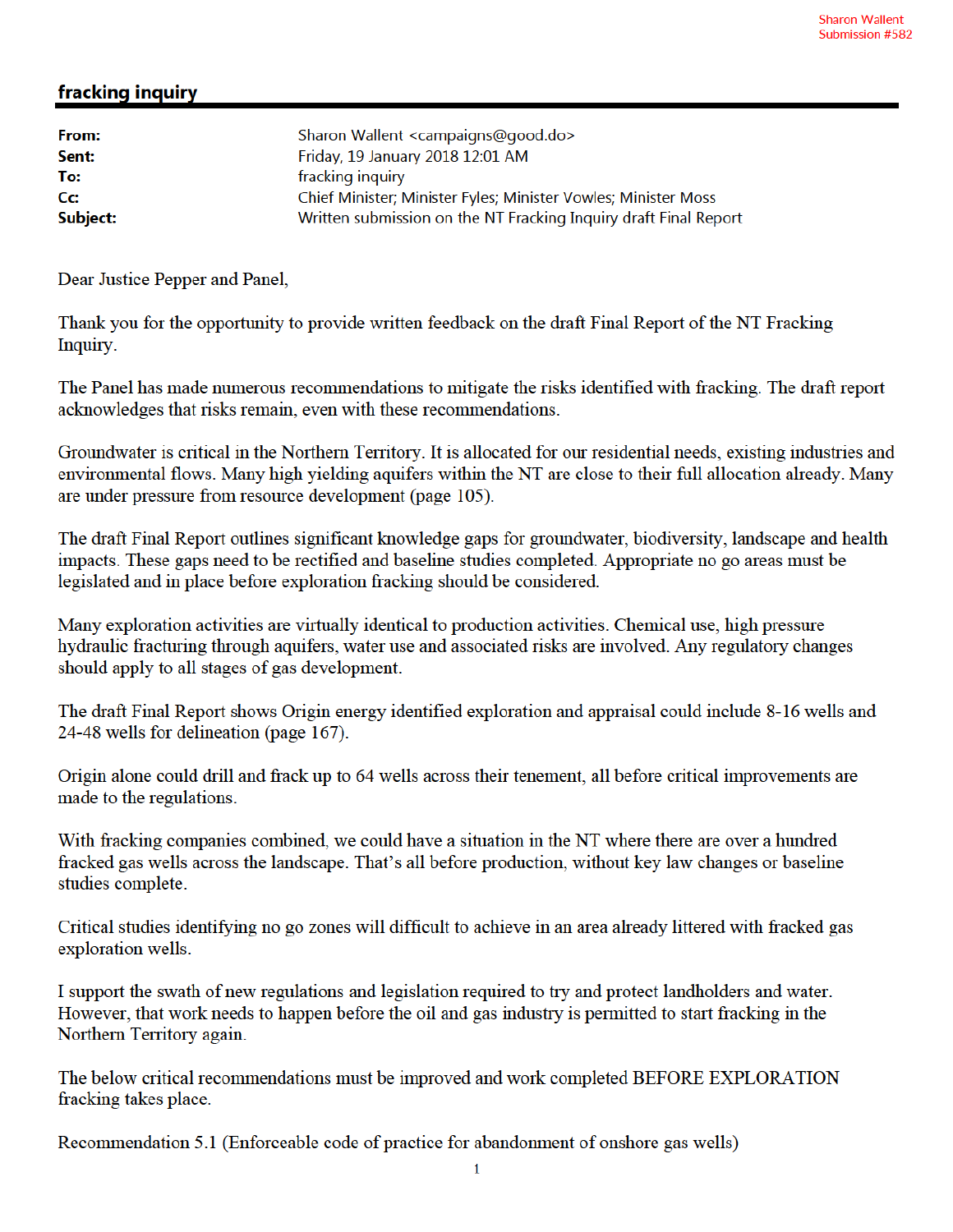Sharon Wallent
Submission #582

## fracking inquiry

**From:** Sharon Wallent <campaigns@good.do>
**Sent:** Friday, 19 January 2018 12:01 AM
**To:** fracking inquiry
**Cc:** Chief Minister; Minister Fyles; Minister Vowles; Minister Moss
**Subject:** Written submission on the NT Fracking Inquiry draft Final Report

Dear Justice Pepper and Panel,

Thank you for the opportunity to provide written feedback on the draft Final Report of the NT Fracking Inquiry.

The Panel has made numerous recommendations to mitigate the risks identified with fracking. The draft report acknowledges that risks remain, even with these recommendations.

Groundwater is critical in the Northern Territory. It is allocated for our residential needs, existing industries and environmental flows. Many high yielding aquifers within the NT are close to their full allocation already. Many are under pressure from resource development (page 105).

The draft Final Report outlines significant knowledge gaps for groundwater, biodiversity, landscape and health impacts. These gaps need to be rectified and baseline studies completed. Appropriate no go areas must be legislated and in place before exploration fracking should be considered.

Many exploration activities are virtually identical to production activities. Chemical use, high pressure hydraulic fracturing through aquifers, water use and associated risks are involved. Any regulatory changes should apply to all stages of gas development.

The draft Final Report shows Origin energy identified exploration and appraisal could include 8-16 wells and 24-48 wells for delineation (page 167).

Origin alone could drill and frack up to 64 wells across their tenement, all before critical improvements are made to the regulations.

With fracking companies combined, we could have a situation in the NT where there are over a hundred fracked gas wells across the landscape. That's all before production, without key law changes or baseline studies complete.

Critical studies identifying no go zones will difficult to achieve in an area already littered with fracked gas exploration wells.

I support the swath of new regulations and legislation required to try and protect landholders and water. However, that work needs to happen before the oil and gas industry is permitted to start fracking in the Northern Territory again.

The below critical recommendations must be improved and work completed BEFORE EXPLORATION fracking takes place.

Recommendation 5.1 (Enforceable code of practice for abandonment of onshore gas wells)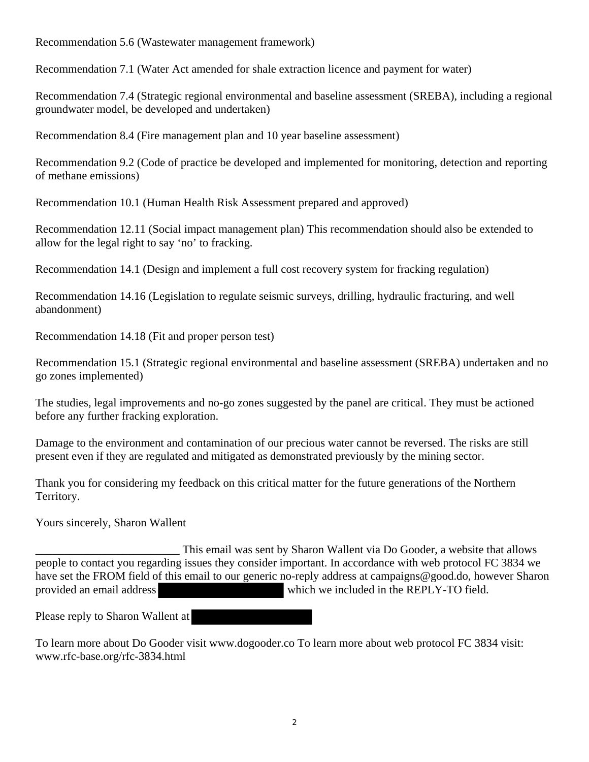Recommendation 5.6 (Wastewater management framework)

Recommendation 7.1 (Water Act amended for shale extraction licence and payment for water)

Recommendation 7.4 (Strategic regional environmental and baseline assessment (SREBA), including a regional groundwater model, be developed and undertaken)

Recommendation 8.4 (Fire management plan and 10 year baseline assessment)

Recommendation 9.2 (Code of practice be developed and implemented for monitoring, detection and reporting of methane emissions)

Recommendation 10.1 (Human Health Risk Assessment prepared and approved)

Recommendation 12.11 (Social impact management plan) This recommendation should also be extended to allow for the legal right to say 'no' to fracking.

Recommendation 14.1 (Design and implement a full cost recovery system for fracking regulation)

Recommendation 14.16 (Legislation to regulate seismic surveys, drilling, hydraulic fracturing, and well abandonment)

Recommendation 14.18 (Fit and proper person test)

Recommendation 15.1 (Strategic regional environmental and baseline assessment (SREBA) undertaken and no go zones implemented)

The studies, legal improvements and no-go zones suggested by the panel are critical. They must be actioned before any further fracking exploration.

Damage to the environment and contamination of our precious water cannot be reversed. The risks are still present even if they are regulated and mitigated as demonstrated previously by the mining sector.

Thank you for considering my feedback on this critical matter for the future generations of the Northern Territory.

Yours sincerely, Sharon Wallent

_________________________ This email was sent by Sharon Wallent via Do Gooder, a website that allows people to contact you regarding issues they consider important. In accordance with web protocol FC 3834 we have set the FROM field of this email to our generic no-reply address at campaigns@good.do, however Sharon provided an email address [REDACTED] which we included in the REPLY-TO field.

Please reply to Sharon Wallent at [REDACTED]

To learn more about Do Gooder visit www.dogooder.co To learn more about web protocol FC 3834 visit: www.rfc-base.org/rfc-3834.html